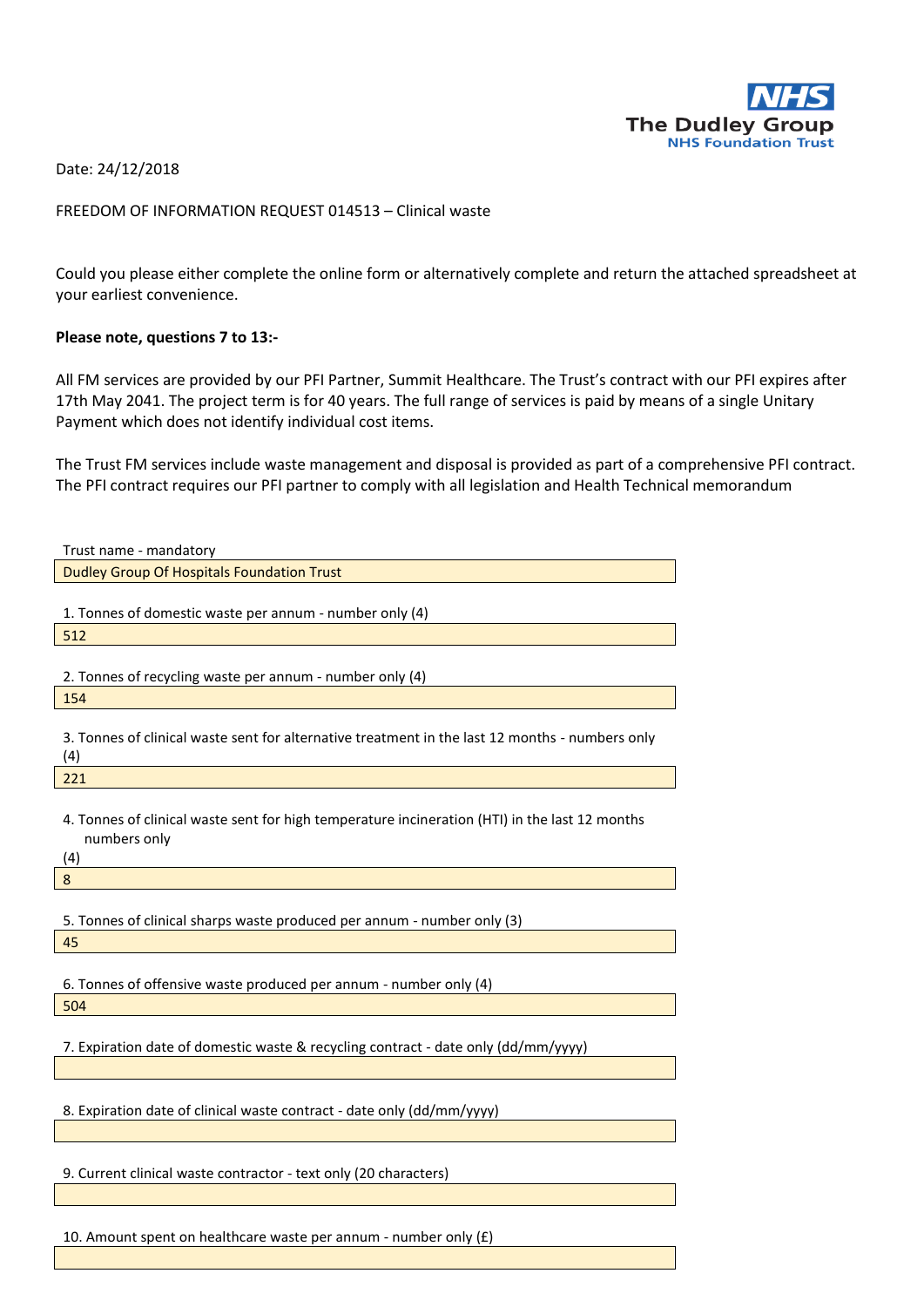The Dudley Group
NHS Foundation Trust

Date: 24/12/2018

FREEDOM OF INFORMATION REQUEST 014513 – Clinical waste

Could you please either complete the online form or alternatively complete and return the attached spreadsheet at your earliest convenience.

**Please note, questions 7 to 13:-**

All FM services are provided by our PFI Partner, Summit Healthcare. The Trust's contract with our PFI expires after 17th May 2041. The project term is for 40 years. The full range of services is paid by means of a single Unitary Payment which does not identify individual cost items.

The Trust FM services include waste management and disposal is provided as part of a comprehensive PFI contract. The PFI contract requires our PFI partner to comply with all legislation and Health Technical memorandum

Trust name - mandatory

Dudley Group Of Hospitals Foundation Trust

1. Tonnes of domestic waste per annum - number only (4)

512

2. Tonnes of recycling waste per annum - number only (4)

154

3. Tonnes of clinical waste sent for alternative treatment in the last 12 months - numbers only (4)

221

4. Tonnes of clinical waste sent for high temperature incineration (HTI) in the last 12 months numbers only (4)

8

5. Tonnes of clinical sharps waste produced per annum - number only (3)

45

6. Tonnes of offensive waste produced per annum - number only (4)

504

7. Expiration date of domestic waste & recycling contract - date only (dd/mm/yyyy)

8. Expiration date of clinical waste contract - date only (dd/mm/yyyy)

9. Current clinical waste contractor - text only (20 characters)

10. Amount spent on healthcare waste per annum - number only (£)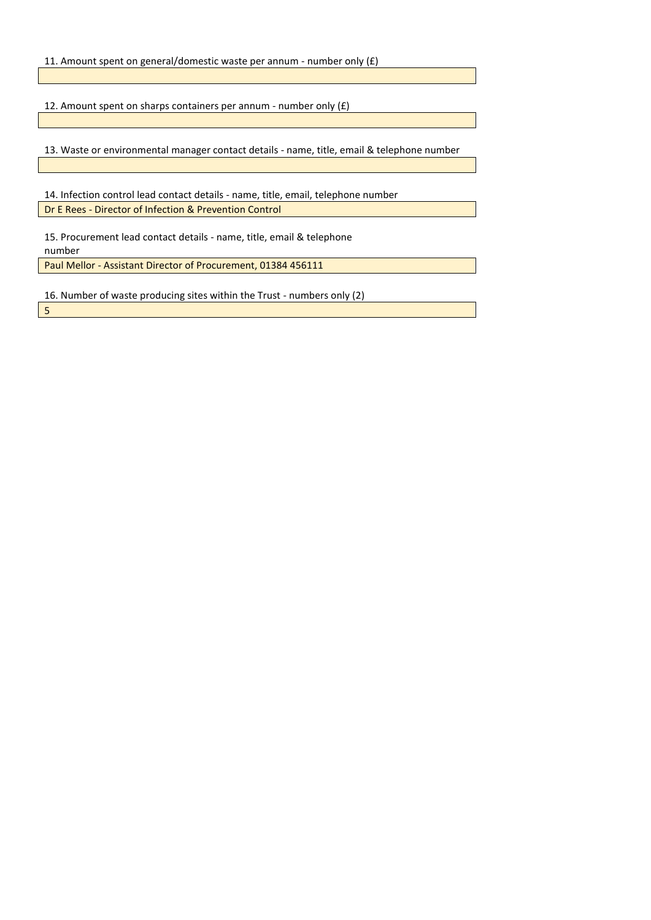11. Amount spent on general/domestic waste per annum - number only (£)

12. Amount spent on sharps containers per annum - number only (£)

13. Waste or environmental manager contact details - name, title, email & telephone number

14. Infection control lead contact details - name, title, email, telephone number

Dr E Rees - Director of Infection & Prevention Control

15. Procurement lead contact details - name, title, email & telephone number

Paul Mellor - Assistant Director of Procurement, 01384 456111

16. Number of waste producing sites within the Trust - numbers only (2)

5